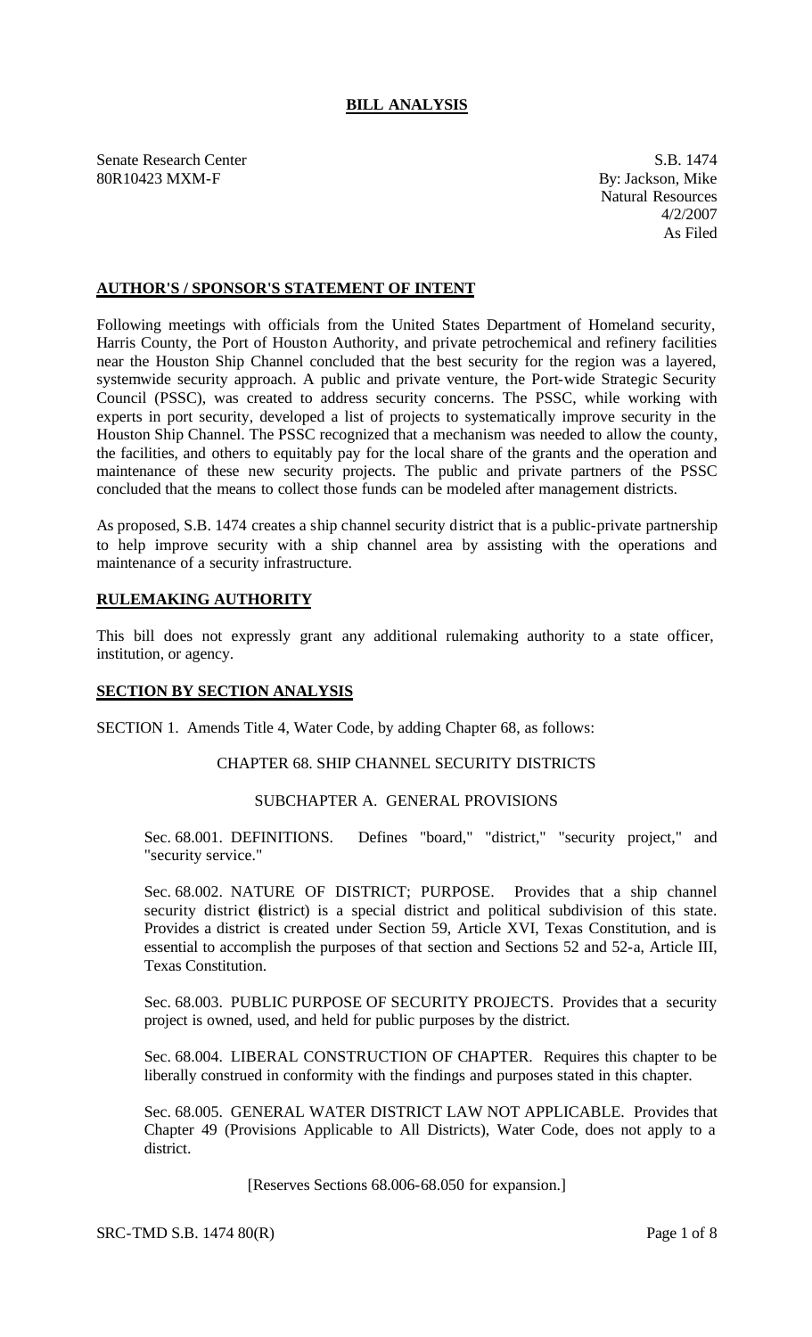# BILL ANALYSIS

Senate Research Center
80R10423 MXM-F

S.B. 1474
By: Jackson, Mike
Natural Resources
4/2/2007
As Filed

## AUTHOR'S / SPONSOR'S STATEMENT OF INTENT

Following meetings with officials from the United States Department of Homeland security, Harris County, the Port of Houston Authority, and private petrochemical and refinery facilities near the Houston Ship Channel concluded that the best security for the region was a layered, systemwide security approach. A public and private venture, the Port-wide Strategic Security Council (PSSC), was created to address security concerns. The PSSC, while working with experts in port security, developed a list of projects to systematically improve security in the Houston Ship Channel. The PSSC recognized that a mechanism was needed to allow the county, the facilities, and others to equitably pay for the local share of the grants and the operation and maintenance of these new security projects. The public and private partners of the PSSC concluded that the means to collect those funds can be modeled after management districts.

As proposed, S.B. 1474 creates a ship channel security district that is a public-private partnership to help improve security with a ship channel area by assisting with the operations and maintenance of a security infrastructure.

## RULEMAKING AUTHORITY

This bill does not expressly grant any additional rulemaking authority to a state officer, institution, or agency.

## SECTION BY SECTION ANALYSIS

SECTION 1. Amends Title 4, Water Code, by adding Chapter 68, as follows:

CHAPTER 68. SHIP CHANNEL SECURITY DISTRICTS

SUBCHAPTER A. GENERAL PROVISIONS

Sec. 68.001. DEFINITIONS. Defines "board," "district," "security project," and "security service."

Sec. 68.002. NATURE OF DISTRICT; PURPOSE. Provides that a ship channel security district (district) is a special district and political subdivision of this state. Provides a district is created under Section 59, Article XVI, Texas Constitution, and is essential to accomplish the purposes of that section and Sections 52 and 52-a, Article III, Texas Constitution.

Sec. 68.003. PUBLIC PURPOSE OF SECURITY PROJECTS. Provides that a security project is owned, used, and held for public purposes by the district.

Sec. 68.004. LIBERAL CONSTRUCTION OF CHAPTER. Requires this chapter to be liberally construed in conformity with the findings and purposes stated in this chapter.

Sec. 68.005. GENERAL WATER DISTRICT LAW NOT APPLICABLE. Provides that Chapter 49 (Provisions Applicable to All Districts), Water Code, does not apply to a district.

[Reserves Sections 68.006-68.050 for expansion.]

SRC-TMD S.B. 1474 80(R)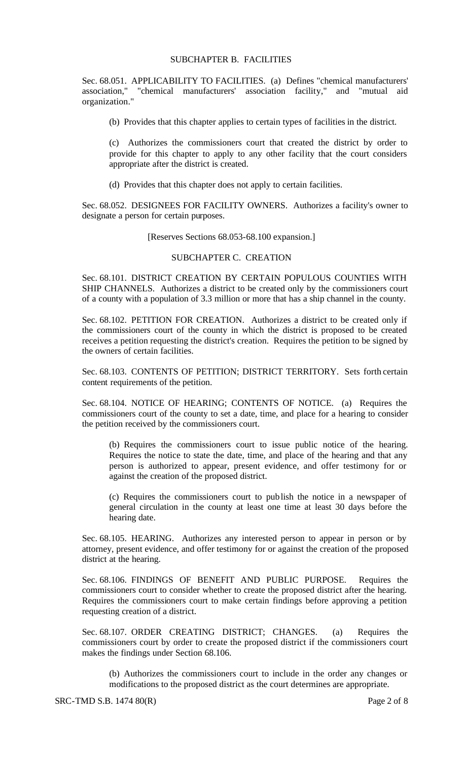SUBCHAPTER B. FACILITIES

Sec. 68.051. APPLICABILITY TO FACILITIES. (a) Defines "chemical manufacturers' association," "chemical manufacturers' association facility," and "mutual aid organization."

(b) Provides that this chapter applies to certain types of facilities in the district.

(c) Authorizes the commissioners court that created the district by order to provide for this chapter to apply to any other facility that the court considers appropriate after the district is created.

(d) Provides that this chapter does not apply to certain facilities.

Sec. 68.052. DESIGNEES FOR FACILITY OWNERS. Authorizes a facility's owner to designate a person for certain purposes.

[Reserves Sections 68.053-68.100 expansion.]

SUBCHAPTER C. CREATION

Sec. 68.101. DISTRICT CREATION BY CERTAIN POPULOUS COUNTIES WITH SHIP CHANNELS. Authorizes a district to be created only by the commissioners court of a county with a population of 3.3 million or more that has a ship channel in the county.

Sec. 68.102. PETITION FOR CREATION. Authorizes a district to be created only if the commissioners court of the county in which the district is proposed to be created receives a petition requesting the district's creation. Requires the petition to be signed by the owners of certain facilities.

Sec. 68.103. CONTENTS OF PETITION; DISTRICT TERRITORY. Sets forth certain content requirements of the petition.

Sec. 68.104. NOTICE OF HEARING; CONTENTS OF NOTICE. (a) Requires the commissioners court of the county to set a date, time, and place for a hearing to consider the petition received by the commissioners court.

(b) Requires the commissioners court to issue public notice of the hearing. Requires the notice to state the date, time, and place of the hearing and that any person is authorized to appear, present evidence, and offer testimony for or against the creation of the proposed district.

(c) Requires the commissioners court to publish the notice in a newspaper of general circulation in the county at least one time at least 30 days before the hearing date.

Sec. 68.105. HEARING. Authorizes any interested person to appear in person or by attorney, present evidence, and offer testimony for or against the creation of the proposed district at the hearing.

Sec. 68.106. FINDINGS OF BENEFIT AND PUBLIC PURPOSE. Requires the commissioners court to consider whether to create the proposed district after the hearing. Requires the commissioners court to make certain findings before approving a petition requesting creation of a district.

Sec. 68.107. ORDER CREATING DISTRICT; CHANGES. (a) Requires the commissioners court by order to create the proposed district if the commissioners court makes the findings under Section 68.106.

(b) Authorizes the commissioners court to include in the order any changes or modifications to the proposed district as the court determines are appropriate.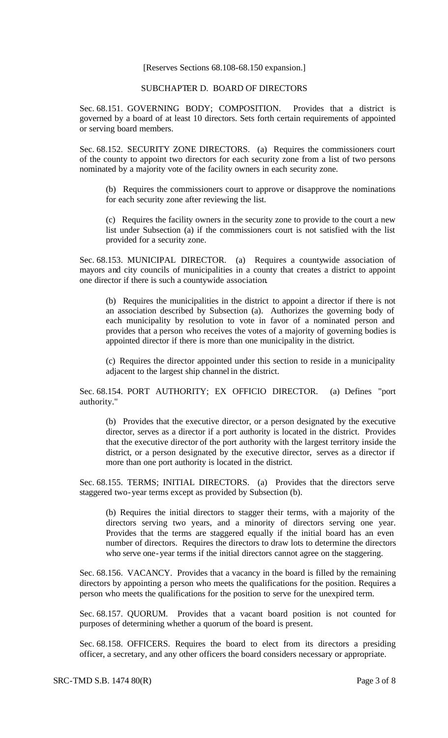[Reserves Sections 68.108-68.150 expansion.]

SUBCHAPTER D. BOARD OF DIRECTORS

Sec. 68.151. GOVERNING BODY; COMPOSITION. Provides that a district is governed by a board of at least 10 directors. Sets forth certain requirements of appointed or serving board members.

Sec. 68.152. SECURITY ZONE DIRECTORS. (a) Requires the commissioners court of the county to appoint two directors for each security zone from a list of two persons nominated by a majority vote of the facility owners in each security zone.

(b) Requires the commissioners court to approve or disapprove the nominations for each security zone after reviewing the list.

(c) Requires the facility owners in the security zone to provide to the court a new list under Subsection (a) if the commissioners court is not satisfied with the list provided for a security zone.

Sec. 68.153. MUNICIPAL DIRECTOR. (a) Requires a countywide association of mayors and city councils of municipalities in a county that creates a district to appoint one director if there is such a countywide association.

(b) Requires the municipalities in the district to appoint a director if there is not an association described by Subsection (a). Authorizes the governing body of each municipality by resolution to vote in favor of a nominated person and provides that a person who receives the votes of a majority of governing bodies is appointed director if there is more than one municipality in the district.

(c) Requires the director appointed under this section to reside in a municipality adjacent to the largest ship channel in the district.

Sec. 68.154. PORT AUTHORITY; EX OFFICIO DIRECTOR. (a) Defines "port authority."

(b) Provides that the executive director, or a person designated by the executive director, serves as a director if a port authority is located in the district. Provides that the executive director of the port authority with the largest territory inside the district, or a person designated by the executive director, serves as a director if more than one port authority is located in the district.

Sec. 68.155. TERMS; INITIAL DIRECTORS. (a) Provides that the directors serve staggered two-year terms except as provided by Subsection (b).

(b) Requires the initial directors to stagger their terms, with a majority of the directors serving two years, and a minority of directors serving one year. Provides that the terms are staggered equally if the initial board has an even number of directors. Requires the directors to draw lots to determine the directors who serve one-year terms if the initial directors cannot agree on the staggering.

Sec. 68.156. VACANCY. Provides that a vacancy in the board is filled by the remaining directors by appointing a person who meets the qualifications for the position. Requires a person who meets the qualifications for the position to serve for the unexpired term.

Sec. 68.157. QUORUM. Provides that a vacant board position is not counted for purposes of determining whether a quorum of the board is present.

Sec. 68.158. OFFICERS. Requires the board to elect from its directors a presiding officer, a secretary, and any other officers the board considers necessary or appropriate.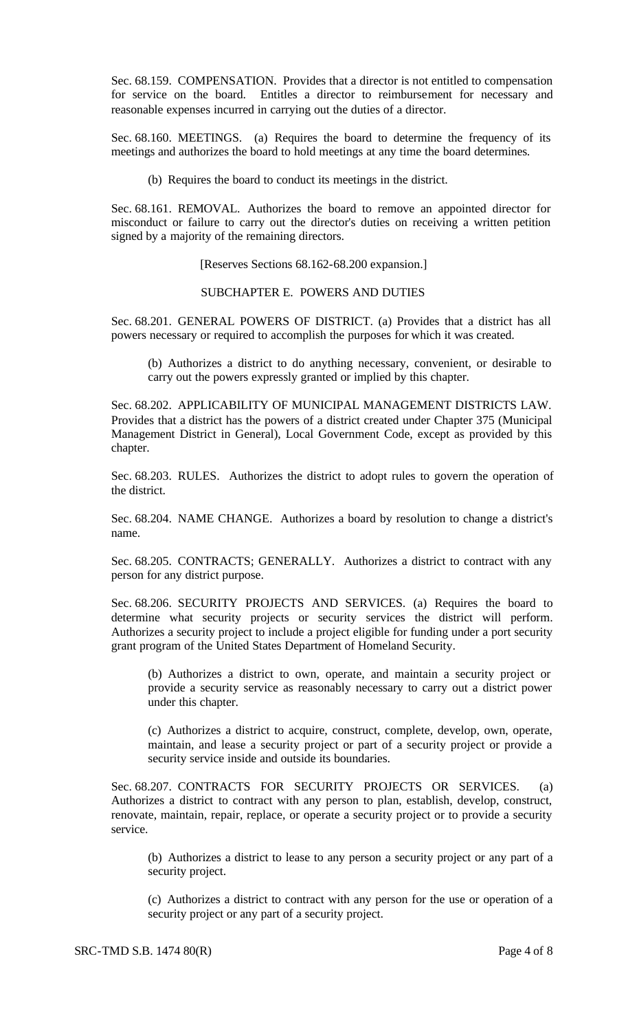Sec. 68.159. COMPENSATION. Provides that a director is not entitled to compensation for service on the board. Entitles a director to reimbursement for necessary and reasonable expenses incurred in carrying out the duties of a director.

Sec. 68.160. MEETINGS. (a) Requires the board to determine the frequency of its meetings and authorizes the board to hold meetings at any time the board determines.

(b) Requires the board to conduct its meetings in the district.

Sec. 68.161. REMOVAL. Authorizes the board to remove an appointed director for misconduct or failure to carry out the director's duties on receiving a written petition signed by a majority of the remaining directors.

[Reserves Sections 68.162-68.200 expansion.]

## SUBCHAPTER E. POWERS AND DUTIES

Sec. 68.201. GENERAL POWERS OF DISTRICT. (a) Provides that a district has all powers necessary or required to accomplish the purposes for which it was created.

(b) Authorizes a district to do anything necessary, convenient, or desirable to carry out the powers expressly granted or implied by this chapter.

Sec. 68.202. APPLICABILITY OF MUNICIPAL MANAGEMENT DISTRICTS LAW. Provides that a district has the powers of a district created under Chapter 375 (Municipal Management District in General), Local Government Code, except as provided by this chapter.

Sec. 68.203. RULES. Authorizes the district to adopt rules to govern the operation of the district.

Sec. 68.204. NAME CHANGE. Authorizes a board by resolution to change a district's name.

Sec. 68.205. CONTRACTS; GENERALLY. Authorizes a district to contract with any person for any district purpose.

Sec. 68.206. SECURITY PROJECTS AND SERVICES. (a) Requires the board to determine what security projects or security services the district will perform. Authorizes a security project to include a project eligible for funding under a port security grant program of the United States Department of Homeland Security.

(b) Authorizes a district to own, operate, and maintain a security project or provide a security service as reasonably necessary to carry out a district power under this chapter.

(c) Authorizes a district to acquire, construct, complete, develop, own, operate, maintain, and lease a security project or part of a security project or provide a security service inside and outside its boundaries.

Sec. 68.207. CONTRACTS FOR SECURITY PROJECTS OR SERVICES. (a) Authorizes a district to contract with any person to plan, establish, develop, construct, renovate, maintain, repair, replace, or operate a security project or to provide a security service.

(b) Authorizes a district to lease to any person a security project or any part of a security project.

(c) Authorizes a district to contract with any person for the use or operation of a security project or any part of a security project.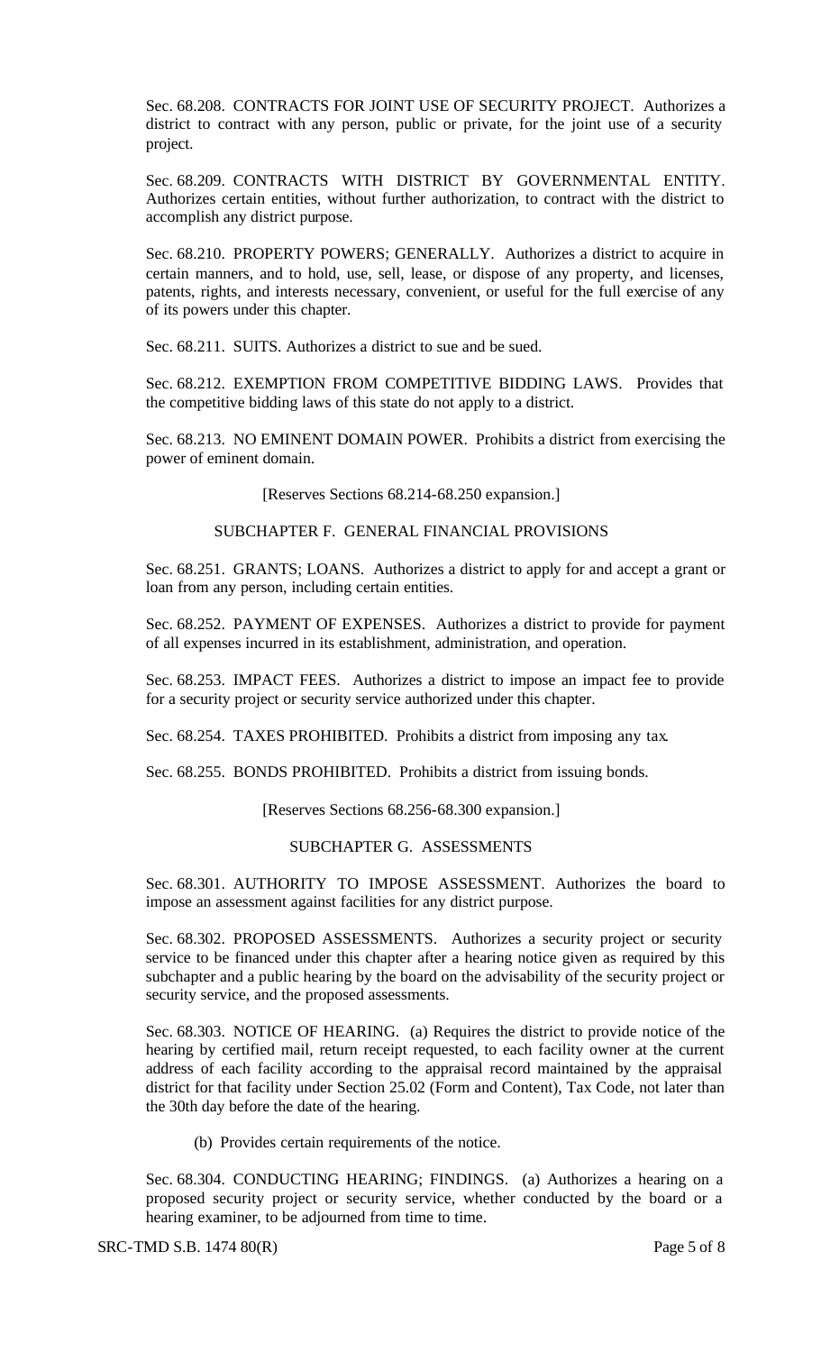Sec. 68.208. CONTRACTS FOR JOINT USE OF SECURITY PROJECT. Authorizes a district to contract with any person, public or private, for the joint use of a security project.

Sec. 68.209. CONTRACTS WITH DISTRICT BY GOVERNMENTAL ENTITY. Authorizes certain entities, without further authorization, to contract with the district to accomplish any district purpose.

Sec. 68.210. PROPERTY POWERS; GENERALLY. Authorizes a district to acquire in certain manners, and to hold, use, sell, lease, or dispose of any property, and licenses, patents, rights, and interests necessary, convenient, or useful for the full exercise of any of its powers under this chapter.

Sec. 68.211. SUITS. Authorizes a district to sue and be sued.

Sec. 68.212. EXEMPTION FROM COMPETITIVE BIDDING LAWS. Provides that the competitive bidding laws of this state do not apply to a district.

Sec. 68.213. NO EMINENT DOMAIN POWER. Prohibits a district from exercising the power of eminent domain.

[Reserves Sections 68.214-68.250 expansion.]

## SUBCHAPTER F. GENERAL FINANCIAL PROVISIONS

Sec. 68.251. GRANTS; LOANS. Authorizes a district to apply for and accept a grant or loan from any person, including certain entities.

Sec. 68.252. PAYMENT OF EXPENSES. Authorizes a district to provide for payment of all expenses incurred in its establishment, administration, and operation.

Sec. 68.253. IMPACT FEES. Authorizes a district to impose an impact fee to provide for a security project or security service authorized under this chapter.

Sec. 68.254. TAXES PROHIBITED. Prohibits a district from imposing any tax.

Sec. 68.255. BONDS PROHIBITED. Prohibits a district from issuing bonds.

[Reserves Sections 68.256-68.300 expansion.]

## SUBCHAPTER G. ASSESSMENTS

Sec. 68.301. AUTHORITY TO IMPOSE ASSESSMENT. Authorizes the board to impose an assessment against facilities for any district purpose.

Sec. 68.302. PROPOSED ASSESSMENTS. Authorizes a security project or security service to be financed under this chapter after a hearing notice given as required by this subchapter and a public hearing by the board on the advisability of the security project or security service, and the proposed assessments.

Sec. 68.303. NOTICE OF HEARING. (a) Requires the district to provide notice of the hearing by certified mail, return receipt requested, to each facility owner at the current address of each facility according to the appraisal record maintained by the appraisal district for that facility under Section 25.02 (Form and Content), Tax Code, not later than the 30th day before the date of the hearing.

(b) Provides certain requirements of the notice.

Sec. 68.304. CONDUCTING HEARING; FINDINGS. (a) Authorizes a hearing on a proposed security project or security service, whether conducted by the board or a hearing examiner, to be adjourned from time to time.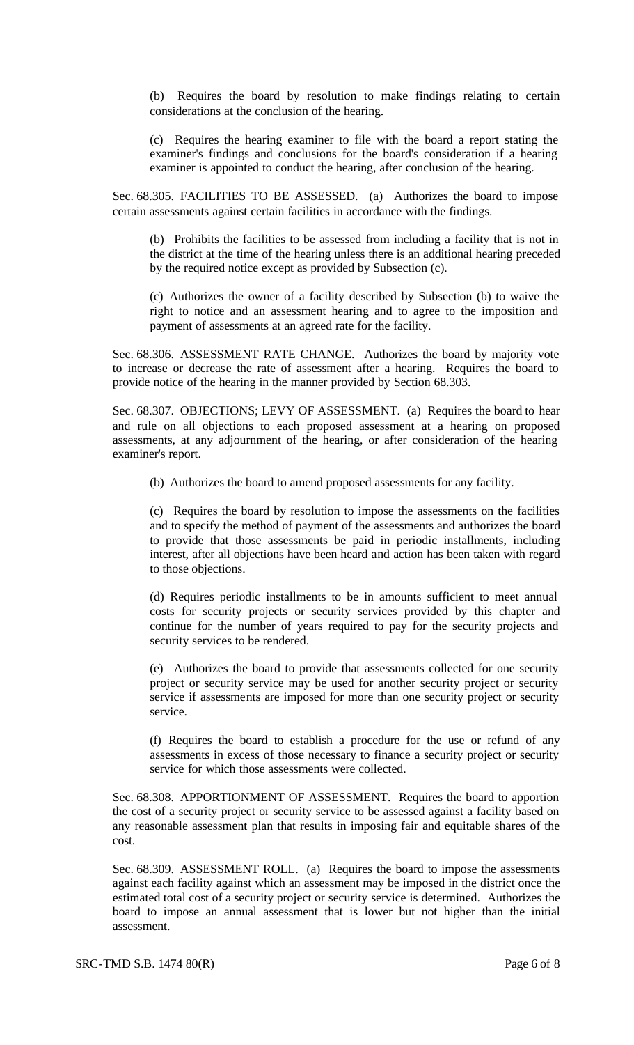(b) Requires the board by resolution to make findings relating to certain considerations at the conclusion of the hearing.

(c) Requires the hearing examiner to file with the board a report stating the examiner's findings and conclusions for the board's consideration if a hearing examiner is appointed to conduct the hearing, after conclusion of the hearing.

Sec. 68.305. FACILITIES TO BE ASSESSED. (a) Authorizes the board to impose certain assessments against certain facilities in accordance with the findings.

(b) Prohibits the facilities to be assessed from including a facility that is not in the district at the time of the hearing unless there is an additional hearing preceded by the required notice except as provided by Subsection (c).

(c) Authorizes the owner of a facility described by Subsection (b) to waive the right to notice and an assessment hearing and to agree to the imposition and payment of assessments at an agreed rate for the facility.

Sec. 68.306. ASSESSMENT RATE CHANGE. Authorizes the board by majority vote to increase or decrease the rate of assessment after a hearing. Requires the board to provide notice of the hearing in the manner provided by Section 68.303.

Sec. 68.307. OBJECTIONS; LEVY OF ASSESSMENT. (a) Requires the board to hear and rule on all objections to each proposed assessment at a hearing on proposed assessments, at any adjournment of the hearing, or after consideration of the hearing examiner's report.

(b) Authorizes the board to amend proposed assessments for any facility.

(c) Requires the board by resolution to impose the assessments on the facilities and to specify the method of payment of the assessments and authorizes the board to provide that those assessments be paid in periodic installments, including interest, after all objections have been heard and action has been taken with regard to those objections.

(d) Requires periodic installments to be in amounts sufficient to meet annual costs for security projects or security services provided by this chapter and continue for the number of years required to pay for the security projects and security services to be rendered.

(e) Authorizes the board to provide that assessments collected for one security project or security service may be used for another security project or security service if assessments are imposed for more than one security project or security service.

(f) Requires the board to establish a procedure for the use or refund of any assessments in excess of those necessary to finance a security project or security service for which those assessments were collected.

Sec. 68.308. APPORTIONMENT OF ASSESSMENT. Requires the board to apportion the cost of a security project or security service to be assessed against a facility based on any reasonable assessment plan that results in imposing fair and equitable shares of the cost.

Sec. 68.309. ASSESSMENT ROLL. (a) Requires the board to impose the assessments against each facility against which an assessment may be imposed in the district once the estimated total cost of a security project or security service is determined. Authorizes the board to impose an annual assessment that is lower but not higher than the initial assessment.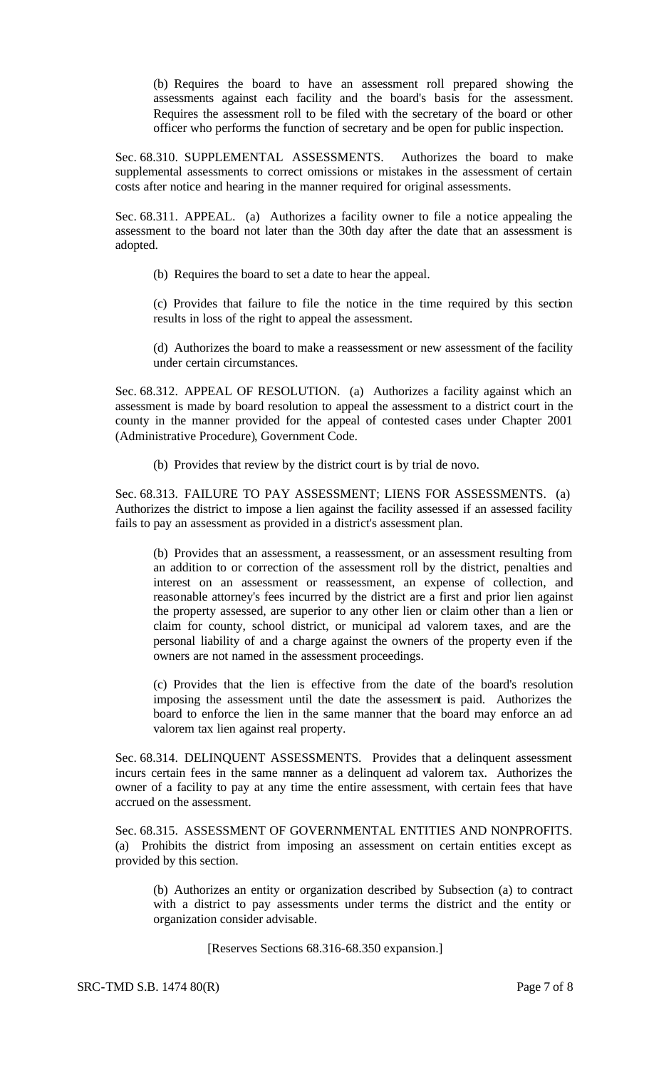(b) Requires the board to have an assessment roll prepared showing the assessments against each facility and the board's basis for the assessment. Requires the assessment roll to be filed with the secretary of the board or other officer who performs the function of secretary and be open for public inspection.

Sec. 68.310. SUPPLEMENTAL ASSESSMENTS. Authorizes the board to make supplemental assessments to correct omissions or mistakes in the assessment of certain costs after notice and hearing in the manner required for original assessments.

Sec. 68.311. APPEAL. (a) Authorizes a facility owner to file a notice appealing the assessment to the board not later than the 30th day after the date that an assessment is adopted.

(b) Requires the board to set a date to hear the appeal.

(c) Provides that failure to file the notice in the time required by this section results in loss of the right to appeal the assessment.

(d) Authorizes the board to make a reassessment or new assessment of the facility under certain circumstances.

Sec. 68.312. APPEAL OF RESOLUTION. (a) Authorizes a facility against which an assessment is made by board resolution to appeal the assessment to a district court in the county in the manner provided for the appeal of contested cases under Chapter 2001 (Administrative Procedure), Government Code.

(b) Provides that review by the district court is by trial de novo.

Sec. 68.313. FAILURE TO PAY ASSESSMENT; LIENS FOR ASSESSMENTS. (a) Authorizes the district to impose a lien against the facility assessed if an assessed facility fails to pay an assessment as provided in a district's assessment plan.

(b) Provides that an assessment, a reassessment, or an assessment resulting from an addition to or correction of the assessment roll by the district, penalties and interest on an assessment or reassessment, an expense of collection, and reasonable attorney's fees incurred by the district are a first and prior lien against the property assessed, are superior to any other lien or claim other than a lien or claim for county, school district, or municipal ad valorem taxes, and are the personal liability of and a charge against the owners of the property even if the owners are not named in the assessment proceedings.

(c) Provides that the lien is effective from the date of the board's resolution imposing the assessment until the date the assessment is paid. Authorizes the board to enforce the lien in the same manner that the board may enforce an ad valorem tax lien against real property.

Sec. 68.314. DELINQUENT ASSESSMENTS. Provides that a delinquent assessment incurs certain fees in the same manner as a delinquent ad valorem tax. Authorizes the owner of a facility to pay at any time the entire assessment, with certain fees that have accrued on the assessment.

Sec. 68.315. ASSESSMENT OF GOVERNMENTAL ENTITIES AND NONPROFITS. (a) Prohibits the district from imposing an assessment on certain entities except as provided by this section.

(b) Authorizes an entity or organization described by Subsection (a) to contract with a district to pay assessments under terms the district and the entity or organization consider advisable.

[Reserves Sections 68.316-68.350 expansion.]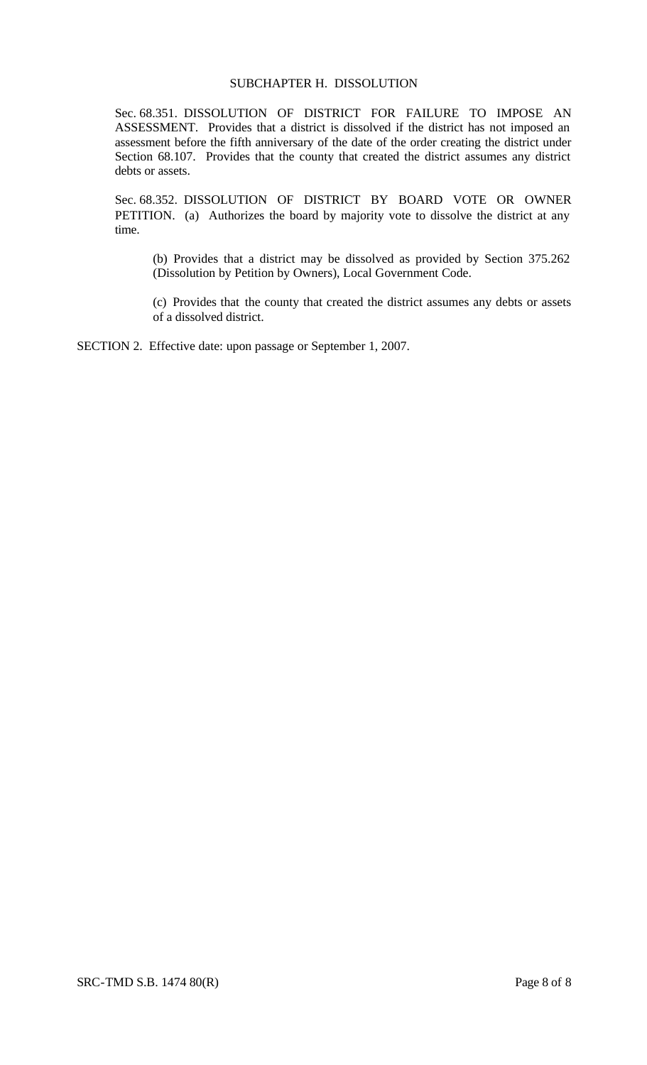SUBCHAPTER H. DISSOLUTION

Sec. 68.351. DISSOLUTION OF DISTRICT FOR FAILURE TO IMPOSE AN ASSESSMENT. Provides that a district is dissolved if the district has not imposed an assessment before the fifth anniversary of the date of the order creating the district under Section 68.107. Provides that the county that created the district assumes any district debts or assets.

Sec. 68.352. DISSOLUTION OF DISTRICT BY BOARD VOTE OR OWNER PETITION. (a) Authorizes the board by majority vote to dissolve the district at any time.

(b) Provides that a district may be dissolved as provided by Section 375.262 (Dissolution by Petition by Owners), Local Government Code.

(c) Provides that the county that created the district assumes any debts or assets of a dissolved district.

SECTION 2. Effective date: upon passage or September 1, 2007.